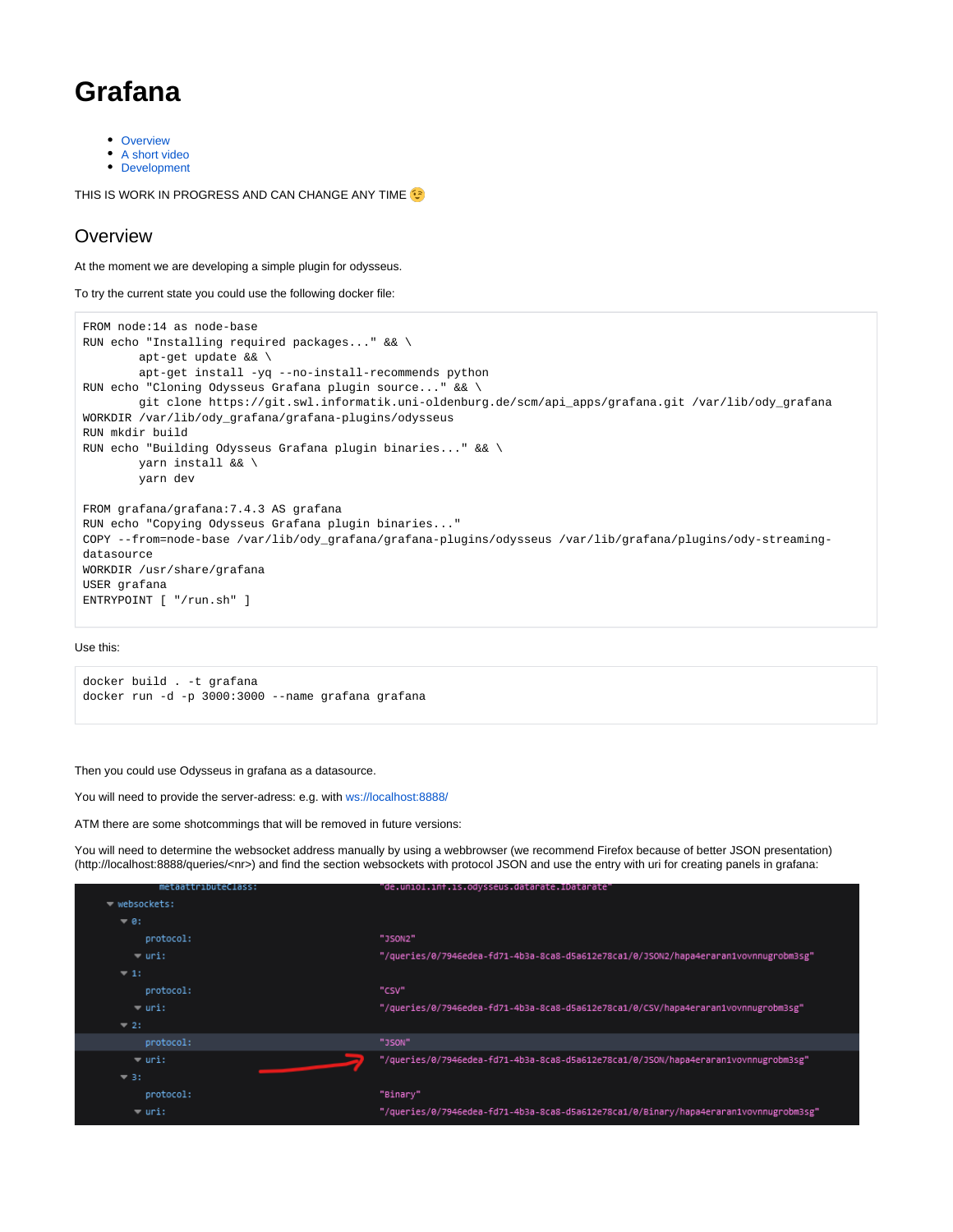# Grafana

- Overview
- A short video
- Development

THIS IS WORK IN PROGRESS AND CAN CHANGE ANY TIME 😉

## Overview

At the moment we are developing a simple plugin for odysseus.

To try the current state you could use the following docker file:

```
FROM node:14 as node-base
RUN echo "Installing required packages..." && \
        apt-get update && \
        apt-get install -yq --no-install-recommends python
RUN echo "Cloning Odysseus Grafana plugin source..." && \
        git clone https://git.swl.informatik.uni-oldenburg.de/scm/api_apps/grafana.git /var/lib/ody_grafana
WORKDIR /var/lib/ody_grafana/grafana-plugins/odysseus
RUN mkdir build
RUN echo "Building Odysseus Grafana plugin binaries..." && \
        yarn install && \
        yarn dev

FROM grafana/grafana:7.4.3 AS grafana
RUN echo "Copying Odysseus Grafana plugin binaries..."
COPY --from=node-base /var/lib/ody_grafana/grafana-plugins/odysseus /var/lib/grafana/plugins/ody-streaming-datasource
WORKDIR /usr/share/grafana
USER grafana
ENTRYPOINT [ "/run.sh" ]
```

Use this:

```
docker build . -t grafana
docker run -d -p 3000:3000 --name grafana grafana
```

Then you could use Odysseus in grafana as a datasource.

You will need to provide the server-adress: e.g. with ws://localhost:8888/

ATM there are some shotcommings that will be removed in future versions:

You will need to determine the websocket address manually by using a webbrowser (we recommend Firefox because of better JSON presentation) (http://localhost:8888/queries/<nr>) and find the section websockets with protocol JSON and use the entry with uri for creating panels in grafana:

```
metaattributeClass:   "de.uniol.inf.is.odysseus.datarate.IDatarate"
websockets:
  0:
    protocol:   "JSON2"
    uri:        "/queries/0/7946edea-fd71-4b3a-8ca8-d5a612e78ca1/0/JSON2/hapa4eraran1vovnnugrobm3sg"
  1:
    protocol:   "CSV"
    uri:        "/queries/0/7946edea-fd71-4b3a-8ca8-d5a612e78ca1/0/CSV/hapa4eraran1vovnnugrobm3sg"
  2:
    protocol:   "JSON"
    uri:        "/queries/0/7946edea-fd71-4b3a-8ca8-d5a612e78ca1/0/JSON/hapa4eraran1vovnnugrobm3sg"
  3:
    protocol:   "Binary"
    uri:        "/queries/0/7946edea-fd71-4b3a-8ca8-d5a612e78ca1/0/Binary/hapa4eraran1vovnnugrobm3sg"
```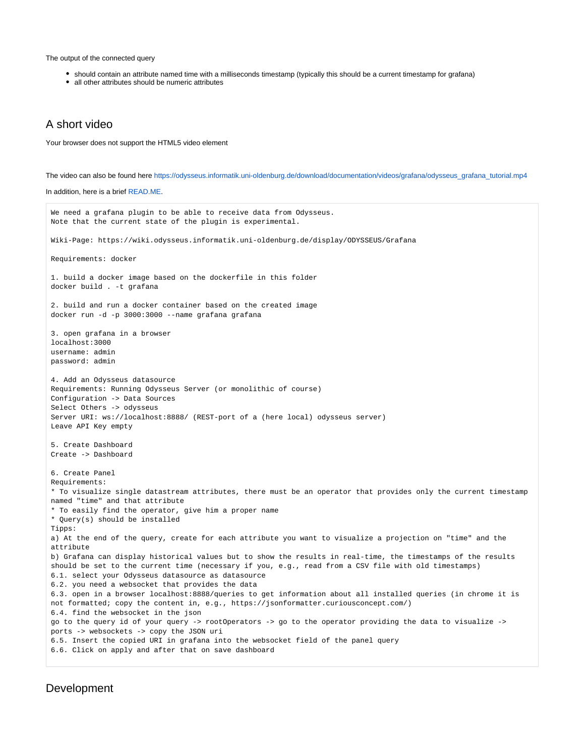The output of the connected query

- should contain an attribute named time with a milliseconds timestamp (typically this should be a current timestamp for grafana)
- all other attributes should be numeric attributes

## A short video

Your browser does not support the HTML5 video element

The video can also be found here https://odysseus.informatik.uni-oldenburg.de/download/documentation/videos/grafana/odysseus_grafana_tutorial.mp4

In addition, here is a brief READ.ME.

```
We need a grafana plugin to be able to receive data from Odysseus.
Note that the current state of the plugin is experimental.

Wiki-Page: https://wiki.odysseus.informatik.uni-oldenburg.de/display/ODYSSEUS/Grafana

Requirements: docker

1. build a docker image based on the dockerfile in this folder
docker build . -t grafana

2. build and run a docker container based on the created image
docker run -d -p 3000:3000 --name grafana grafana

3. open grafana in a browser
localhost:3000
username: admin
password: admin

4. Add an Odysseus datasource
Requirements: Running Odysseus Server (or monolithic of course)
Configuration -> Data Sources
Select Others -> odysseus
Server URI: ws://localhost:8888/ (REST-port of a (here local) odysseus server)
Leave API Key empty

5. Create Dashboard
Create -> Dashboard

6. Create Panel
Requirements:
* To visualize single datastream attributes, there must be an operator that provides only the current timestamp
named "time" and that attribute
* To easily find the operator, give him a proper name
* Query(s) should be installed
Tipps:
a) At the end of the query, create for each attribute you want to visualize a projection on "time" and the
attribute
b) Grafana can display historical values but to show the results in real-time, the timestamps of the results
should be set to the current time (necessary if you, e.g., read from a CSV file with old timestamps)
6.1. select your Odysseus datasource as datasource
6.2. you need a websocket that provides the data
6.3. open in a browser localhost:8888/queries to get information about all installed queries (in chrome it is
not formatted; copy the content in, e.g., https://jsonformatter.curiousconcept.com/)
6.4. find the websocket in the json
go to the query id of your query -> rootOperators -> go to the operator providing the data to visualize ->
ports -> websockets -> copy the JSON uri
6.5. Insert the copied URI in grafana into the websocket field of the panel query
6.6. Click on apply and after that on save dashboard
```

## Development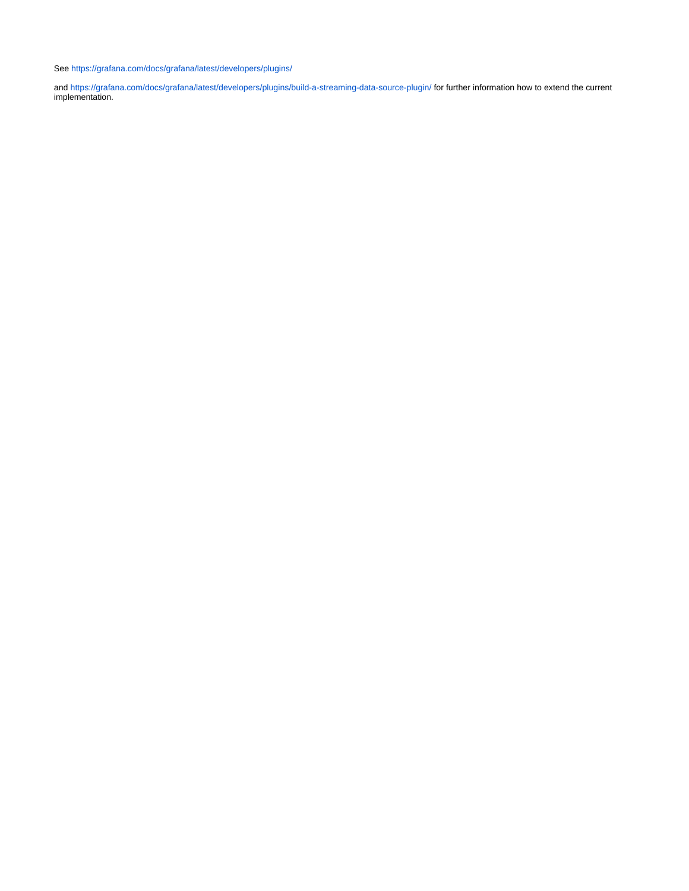See https://grafana.com/docs/grafana/latest/developers/plugins/

and https://grafana.com/docs/grafana/latest/developers/plugins/build-a-streaming-data-source-plugin/ for further information how to extend the current implementation.